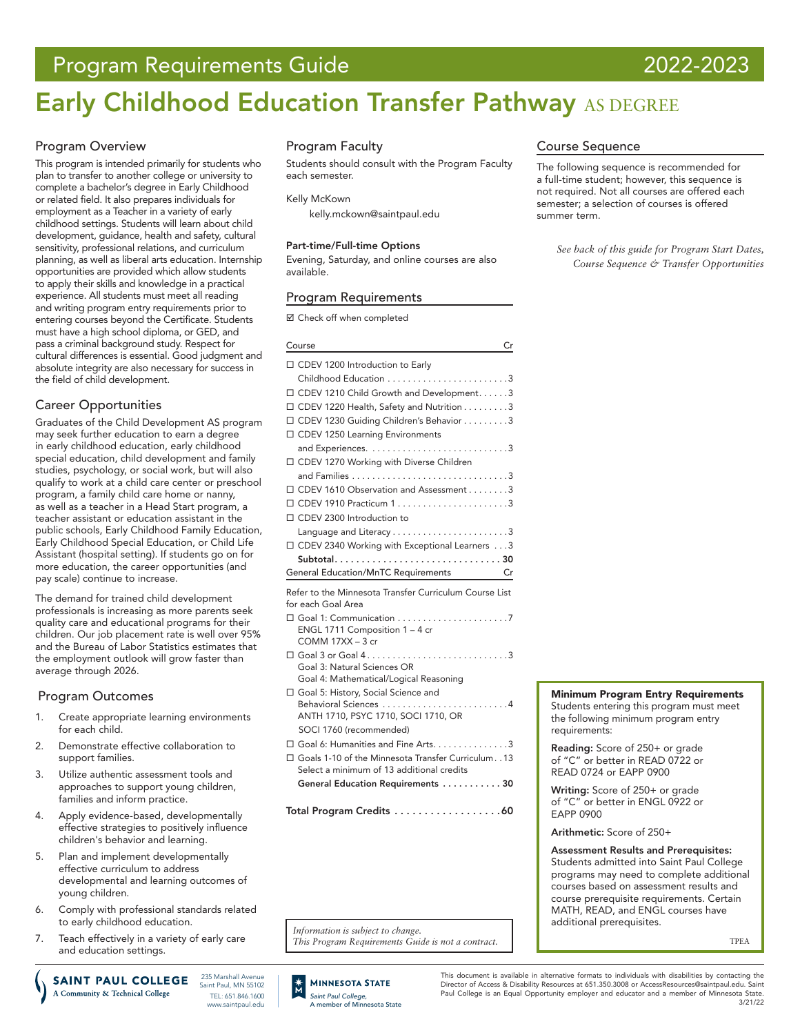# Program Requirements Guide 2022-2023

# Early Childhood Education Transfer Pathway AS DEGREE

## Program Overview

This program is intended primarily for students who plan to transfer to another college or university to complete a bachelor's degree in Early Childhood or related field. It also prepares individuals for employment as a Teacher in a variety of early childhood settings. Students will learn about child development, guidance, health and safety, cultural sensitivity, professional relations, and curriculum planning, as well as liberal arts education. Internship opportunities are provided which allow students to apply their skills and knowledge in a practical experience. All students must meet all reading and writing program entry requirements prior to entering courses beyond the Certificate. Students must have a high school diploma, or GED, and pass a criminal background study. Respect for cultural differences is essential. Good judgment and absolute integrity are also necessary for success in the field of child development.

## Career Opportunities

Graduates of the Child Development AS program may seek further education to earn a degree in early childhood education, early childhood special education, child development and family studies, psychology, or social work, but will also qualify to work at a child care center or preschool program, a family child care home or nanny, as well as a teacher in a Head Start program, a teacher assistant or education assistant in the public schools, Early Childhood Family Education, Early Childhood Special Education, or Child Life Assistant (hospital setting). If students go on for more education, the career opportunities (and pay scale) continue to increase.

The demand for trained child development professionals is increasing as more parents seek quality care and educational programs for their children. Our job placement rate is well over 95% and the Bureau of Labor Statistics estimates that the employment outlook will grow faster than average through 2026.

## Program Outcomes

1. Create appropriate learning environments for each child.
2. Demonstrate effective collaboration to support families.
3. Utilize authentic assessment tools and approaches to support young children, families and inform practice.
4. Apply evidence-based, developmentally effective strategies to positively influence children's behavior and learning.
5. Plan and implement developmentally effective curriculum to address developmental and learning outcomes of young children.
6. Comply with professional standards related to early childhood education.
7. Teach effectively in a variety of early care and education settings.

## Program Faculty

Students should consult with the Program Faculty each semester.

Kelly McKown
kelly.mckown@saintpaul.edu

**Part-time/Full-time Options**
Evening, Saturday, and online courses are also available.

## Program Requirements

☑ Check off when completed

| Course | Cr |
|---|---|
| ☐ CDEV 1200 Introduction to Early Childhood Education | 3 |
| ☐ CDEV 1210 Child Growth and Development | 3 |
| ☐ CDEV 1220 Health, Safety and Nutrition | 3 |
| ☐ CDEV 1230 Guiding Children's Behavior | 3 |
| ☐ CDEV 1250 Learning Environments and Experiences | 3 |
| ☐ CDEV 1270 Working with Diverse Children and Families | 3 |
| ☐ CDEV 1610 Observation and Assessment | 3 |
| ☐ CDEV 1910 Practicum 1 | 3 |
| ☐ CDEV 2300 Introduction to Language and Literacy | 3 |
| ☐ CDEV 2340 Working with Exceptional Learners | 3 |
| **Subtotal** | **30** |

| General Education/MnTC Requirements | Cr |
|---|---|
| Refer to the Minnesota Transfer Curriculum Course List for each Goal Area | |
| ☐ Goal 1: Communication<br>ENGL 1711 Composition 1 – 4 cr<br>COMM 17XX – 3 cr | 7 |
| ☐ Goal 3 or Goal 4<br>Goal 3: Natural Sciences OR<br>Goal 4: Mathematical/Logical Reasoning | 3 |
| ☐ Goal 5: History, Social Science and Behavioral Sciences<br>ANTH 1710, PSYC 1710, SOCI 1710, OR SOCI 1760 (recommended) | 4 |
| ☐ Goal 6: Humanities and Fine Arts | 3 |
| ☐ Goals 1-10 of the Minnesota Transfer Curriculum<br>Select a minimum of 13 additional credits | 13 |
| **General Education Requirements** | **30** |

**Total Program Credits ..................60**

*Information is subject to change.*
*This Program Requirements Guide is not a contract.*

## Course Sequence

The following sequence is recommended for a full-time student; however, this sequence is not required. Not all courses are offered each semester; a selection of courses is offered summer term.

*See back of this guide for Program Start Dates, Course Sequence & Transfer Opportunities*

**Minimum Program Entry Requirements**
Students entering this program must meet the following minimum program entry requirements:

**Reading:** Score of 250+ or grade of "C" or better in READ 0722 or READ 0724 or EAPP 0900

**Writing:** Score of 250+ or grade of "C" or better in ENGL 0922 or EAPP 0900

**Arithmetic:** Score of 250+

**Assessment Results and Prerequisites:** Students admitted into Saint Paul College programs may need to complete additional courses based on assessment results and course prerequisite requirements. Certain MATH, READ, and ENGL courses have additional prerequisites.

TPEA

SAINT PAUL COLLEGE
A Community & Technical College
235 Marshall Avenue
Saint Paul, MN 55102
TEL: 651.846.1600
www.saintpaul.edu

MINNESOTA STATE
Saint Paul College, A member of Minnesota State

This document is available in alternative formats to individuals with disabilities by contacting the Director of Access & Disability Resources at 651.350.3008 or AccessResources@saintpaul.edu. Saint Paul College is an Equal Opportunity employer and educator and a member of Minnesota State.
3/21/22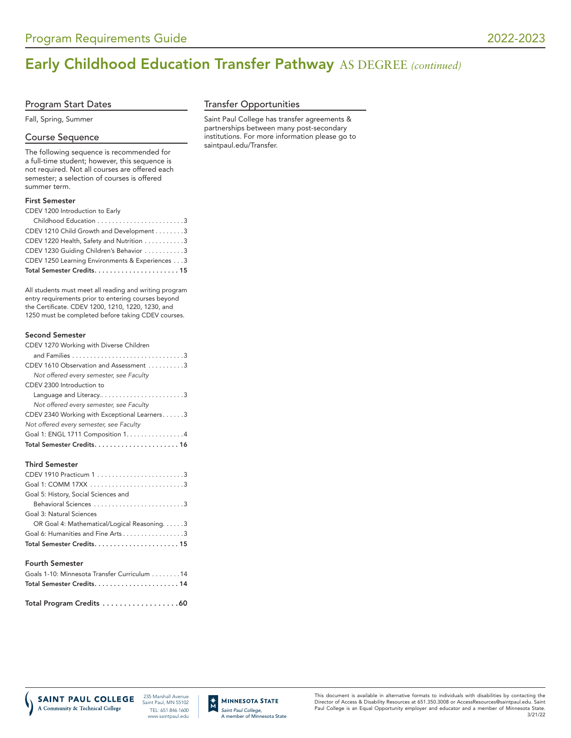# Early Childhood Education Transfer Pathway AS DEGREE *(continued)*

## Program Start Dates

Fall, Spring, Summer

## Course Sequence

The following sequence is recommended for a full-time student; however, this sequence is not required. Not all courses are offered each semester; a selection of courses is offered summer term.

### First Semester

| | |
|---|---|
| CDEV 1200 Introduction to Early Childhood Education | 3 |
| CDEV 1210 Child Growth and Development | 3 |
| CDEV 1220 Health, Safety and Nutrition | 3 |
| CDEV 1230 Guiding Children's Behavior | 3 |
| CDEV 1250 Learning Environments & Experiences | 3 |
| **Total Semester Credits** | **15** |

All students must meet all reading and writing program entry requirements prior to entering courses beyond the Certificate. CDEV 1200, 1210, 1220, 1230, and 1250 must be completed before taking CDEV courses.

### Second Semester

| | |
|---|---|
| CDEV 1270 Working with Diverse Children and Families | 3 |
| CDEV 1610 Observation and Assessment<br>*Not offered every semester, see Faculty* | 3 |
| CDEV 2300 Introduction to Language and Literacy<br>*Not offered every semester, see Faculty* | 3 |
| CDEV 2340 Working with Exceptional Learners<br>*Not offered every semester, see Faculty* | 3 |
| Goal 1: ENGL 1711 Composition 1 | 4 |
| **Total Semester Credits** | **16** |

### Third Semester

| | |
|---|---|
| CDEV 1910 Practicum 1 | 3 |
| Goal 1: COMM 17XX | 3 |
| Goal 5: History, Social Sciences and Behavioral Sciences | 3 |
| Goal 3: Natural Sciences OR Goal 4: Mathematical/Logical Reasoning | 3 |
| Goal 6: Humanities and Fine Arts | 3 |
| **Total Semester Credits** | **15** |

### Fourth Semester

| | |
|---|---|
| Goals 1-10: Minnesota Transfer Curriculum | 14 |
| **Total Semester Credits** | **14** |

**Total Program Credits . . . . . . . . . . . . . . . . . . 60**

## Transfer Opportunities

Saint Paul College has transfer agreements & partnerships between many post-secondary institutions. For more information please go to saintpaul.edu/Transfer.

SAINT PAUL COLLEGE
A Community & Technical College
235 Marshall Avenue
Saint Paul, MN 55102
TEL: 651.846.1600
www.saintpaul.edu

MINNESOTA STATE
*Saint Paul College,*
A member of Minnesota State

This document is available in alternative formats to individuals with disabilities by contacting the Director of Access & Disability Resources at 651.350.3008 or AccessResources@saintpaul.edu. Saint Paul College is an Equal Opportunity employer and educator and a member of Minnesota State. 3/21/22